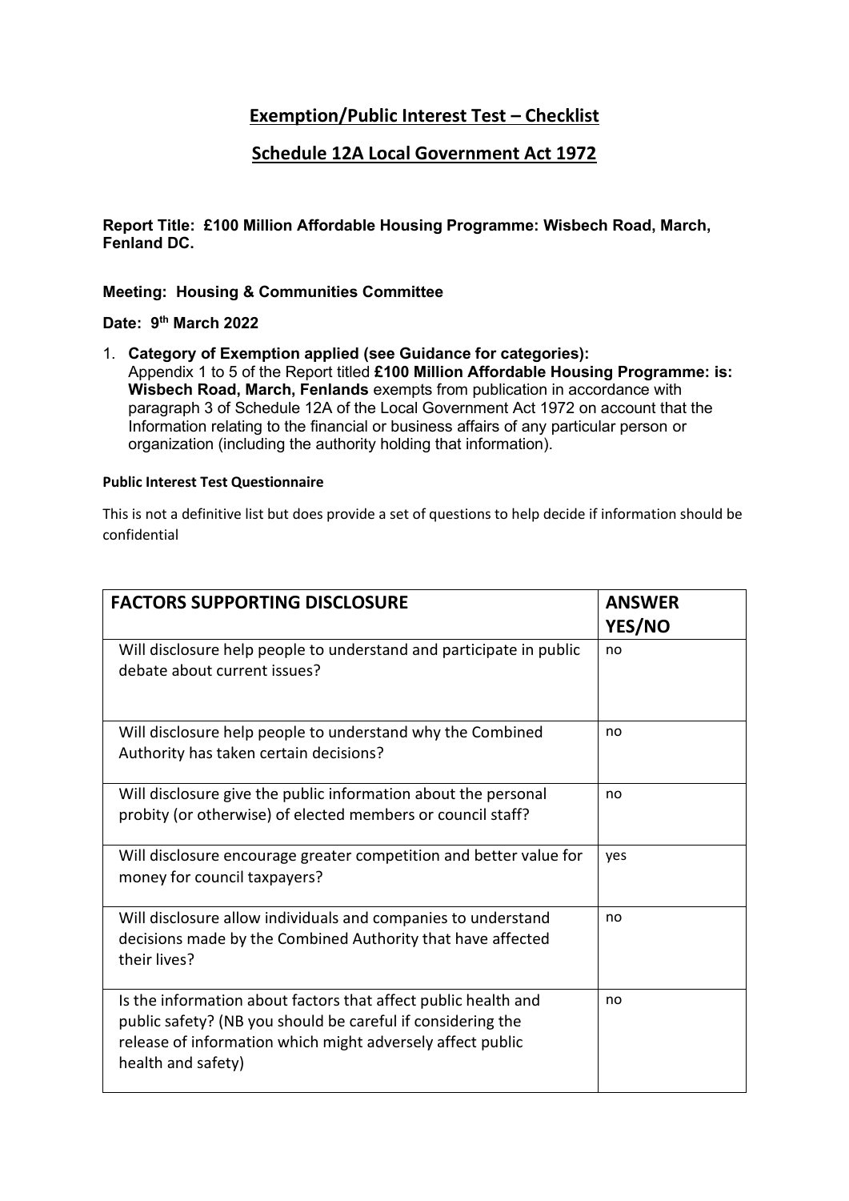# Exemption/Public Interest Test – Checklist

## Schedule 12A Local Government Act 1972

**Report Title: £100 Million Affordable Housing Programme: Wisbech Road, March, Fenland DC.**

**Meeting: Housing & Communities Committee**

**Date: 9th March 2022**

1. **Category of Exemption applied (see Guidance for categories):**
   Appendix 1 to 5 of the Report titled **£100 Million Affordable Housing Programme: is: Wisbech Road, March, Fenlands** exempts from publication in accordance with paragraph 3 of Schedule 12A of the Local Government Act 1972 on account that the Information relating to the financial or business affairs of any particular person or organization (including the authority holding that information).

**Public Interest Test Questionnaire**

This is not a definitive list but does provide a set of questions to help decide if information should be confidential

| FACTORS SUPPORTING DISCLOSURE | ANSWER YES/NO |
|---|---|
| Will disclosure help people to understand and participate in public debate about current issues? | no |
| Will disclosure help people to understand why the Combined Authority has taken certain decisions? | no |
| Will disclosure give the public information about the personal probity (or otherwise) of elected members or council staff? | no |
| Will disclosure encourage greater competition and better value for money for council taxpayers? | yes |
| Will disclosure allow individuals and companies to understand decisions made by the Combined Authority that have affected their lives? | no |
| Is the information about factors that affect public health and public safety? (NB you should be careful if considering the release of information which might adversely affect public health and safety) | no |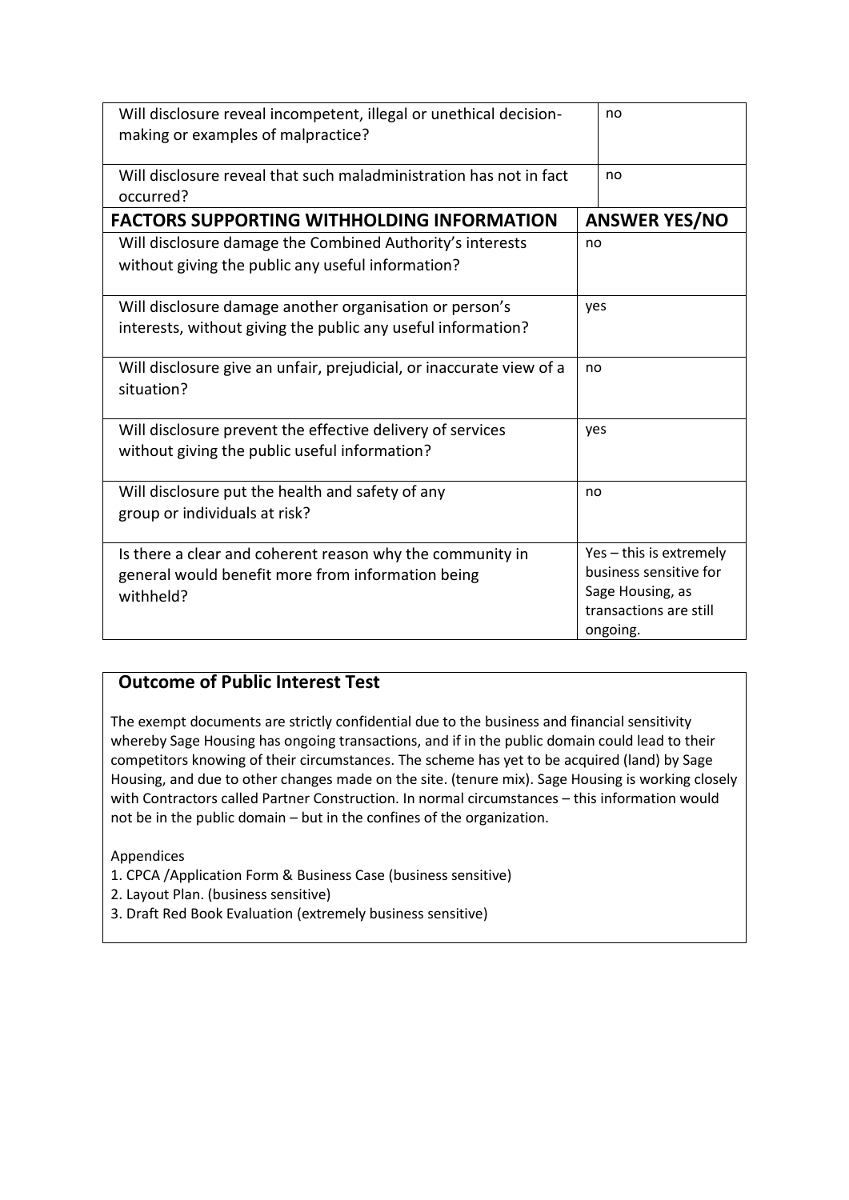| | |
|---|---|
| Will disclosure reveal incompetent, illegal or unethical decision-making or examples of malpractice? | no |
| Will disclosure reveal that such maladministration has not in fact occurred? | no |
| **FACTORS SUPPORTING WITHHOLDING INFORMATION** | **ANSWER YES/NO** |
| Will disclosure damage the Combined Authority's interests without giving the public any useful information? | no |
| Will disclosure damage another organisation or person's interests, without giving the public any useful information? | yes |
| Will disclosure give an unfair, prejudicial, or inaccurate view of a situation? | no |
| Will disclosure prevent the effective delivery of services without giving the public useful information? | yes |
| Will disclosure put the health and safety of any group or individuals at risk? | no |
| Is there a clear and coherent reason why the community in general would benefit more from information being withheld? | Yes – this is extremely business sensitive for Sage Housing, as transactions are still ongoing. |

## Outcome of Public Interest Test

The exempt documents are strictly confidential due to the business and financial sensitivity whereby Sage Housing has ongoing transactions, and if in the public domain could lead to their competitors knowing of their circumstances. The scheme has yet to be acquired (land) by Sage Housing, and due to other changes made on the site. (tenure mix). Sage Housing is working closely with Contractors called Partner Construction. In normal circumstances – this information would not be in the public domain – but in the confines of the organization.

Appendices

1. CPCA /Application Form & Business Case (business sensitive)
2. Layout Plan. (business sensitive)
3. Draft Red Book Evaluation (extremely business sensitive)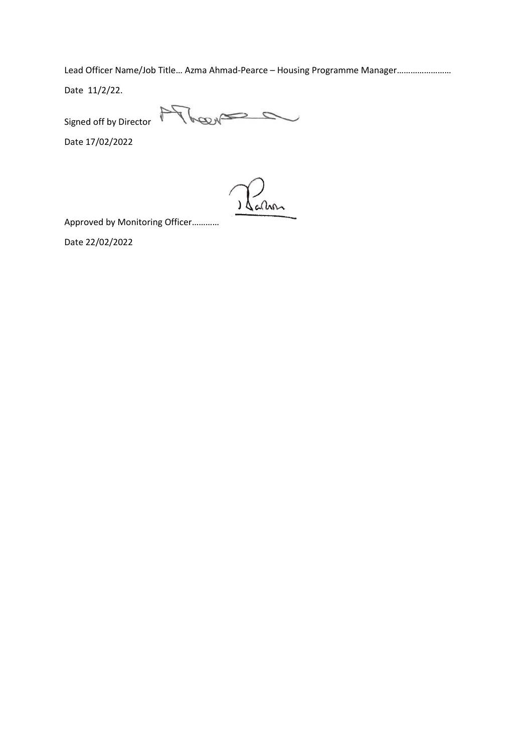Lead Officer Name/Job Title… Azma Ahmad-Pearce – Housing Programme Manager……………………

Date 11/2/22.

Signed off by Director

Date 17/02/2022

Approved by Monitoring Officer…………

Date 22/02/2022